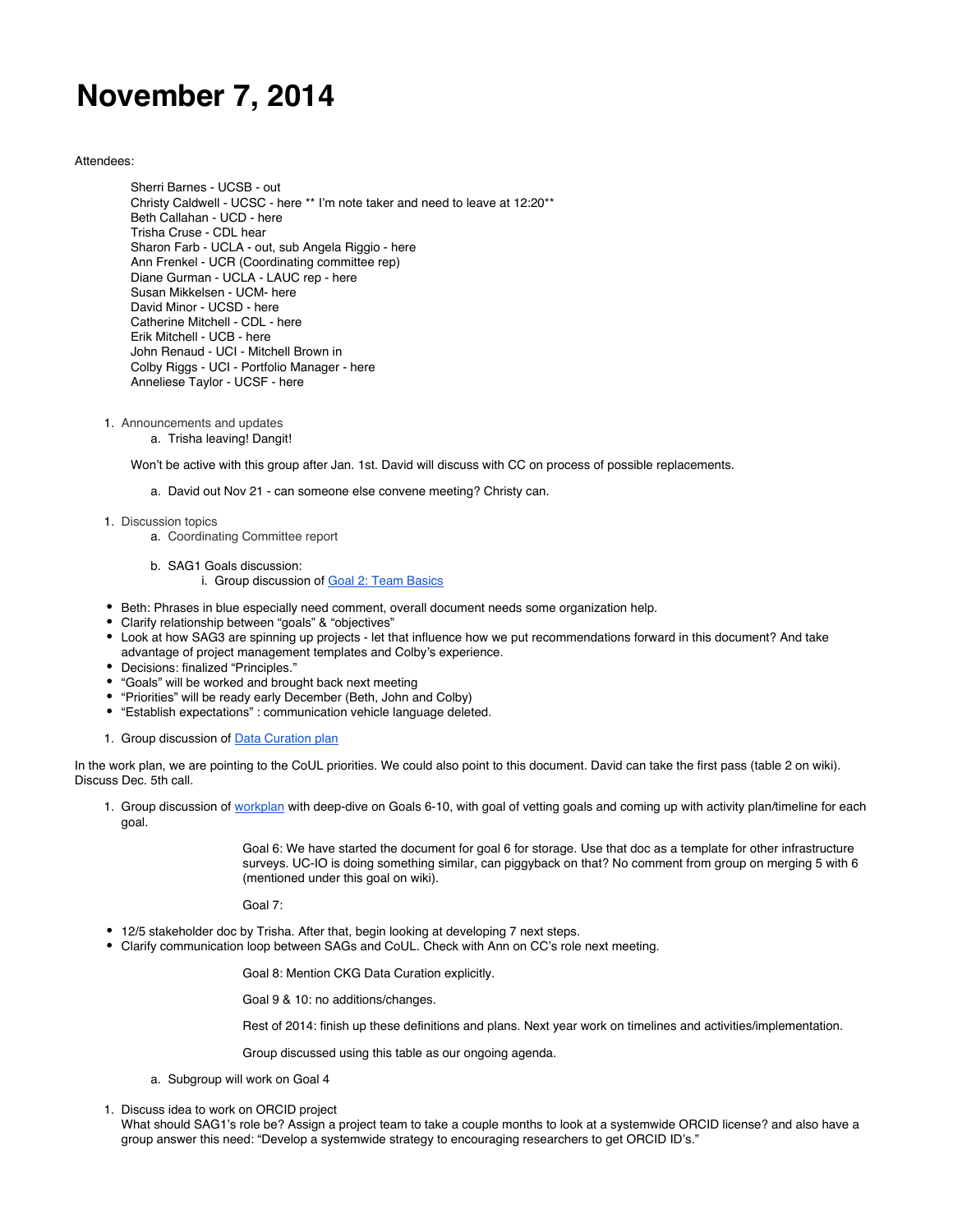# November 7, 2014

Attendees:

- Sherri Barnes - UCSB - out
- Christy Caldwell - UCSC - here ** I'm note taker and need to leave at 12:20**
- Beth Callahan - UCD - here
- Trisha Cruse - CDL hear
- Sharon Farb - UCLA - out, sub Angela Riggio - here
- Ann Frenkel - UCR (Coordinating committee rep)
- Diane Gurman - UCLA - LAUC rep - here
- Susan Mikkelsen - UCM- here
- David Minor - UCSD - here
- Catherine Mitchell - CDL - here
- Erik Mitchell - UCB - here
- John Renaud - UCI - Mitchell Brown in
- Colby Riggs - UCI - Portfolio Manager - here
- Anneliese Taylor - UCSF - here

1. Announcements and updates
   a. Trisha leaving! Dangit!

   Won't be active with this group after Jan. 1st. David will discuss with CC on process of possible replacements.

   a. David out Nov 21 - can someone else convene meeting? Christy can.

1. Discussion topics
   a. Coordinating Committee report

   b. SAG1 Goals discussion:
      i. Group discussion of [Goal 2: Team Basics]

- Beth: Phrases in blue especially need comment, overall document needs some organization help.
- Clarify relationship between "goals" & "objectives"
- Look at how SAG3 are spinning up projects - let that influence how we put recommendations forward in this document? And take advantage of project management templates and Colby's experience.
- Decisions: finalized "Principles."
- "Goals" will be worked and brought back next meeting
- "Priorities" will be ready early December (Beth, John and Colby)
- "Establish expectations" : communication vehicle language deleted.

1. Group discussion of [Data Curation plan]

In the work plan, we are pointing to the CoUL priorities. We could also point to this document. David can take the first pass (table 2 on wiki). Discuss Dec. 5th call.

1. Group discussion of [workplan] with deep-dive on Goals 6-10, with goal of vetting goals and coming up with activity plan/timeline for each goal.

   Goal 6: We have started the document for goal 6 for storage. Use that doc as a template for other infrastructure surveys. UC-IO is doing something similar, can piggyback on that? No comment from group on merging 5 with 6 (mentioned under this goal on wiki).

   Goal 7:

- 12/5 stakeholder doc by Trisha. After that, begin looking at developing 7 next steps.
- Clarify communication loop between SAGs and CoUL. Check with Ann on CC's role next meeting.

   Goal 8: Mention CKG Data Curation explicitly.

   Goal 9 & 10: no additions/changes.

   Rest of 2014: finish up these definitions and plans. Next year work on timelines and activities/implementation.

   Group discussed using this table as our ongoing agenda.

   a. Subgroup will work on Goal 4

1. Discuss idea to work on ORCID project
   What should SAG1's role be? Assign a project team to take a couple months to look at a systemwide ORCID license? and also have a group answer this need: "Develop a systemwide strategy to encouraging researchers to get ORCID ID's."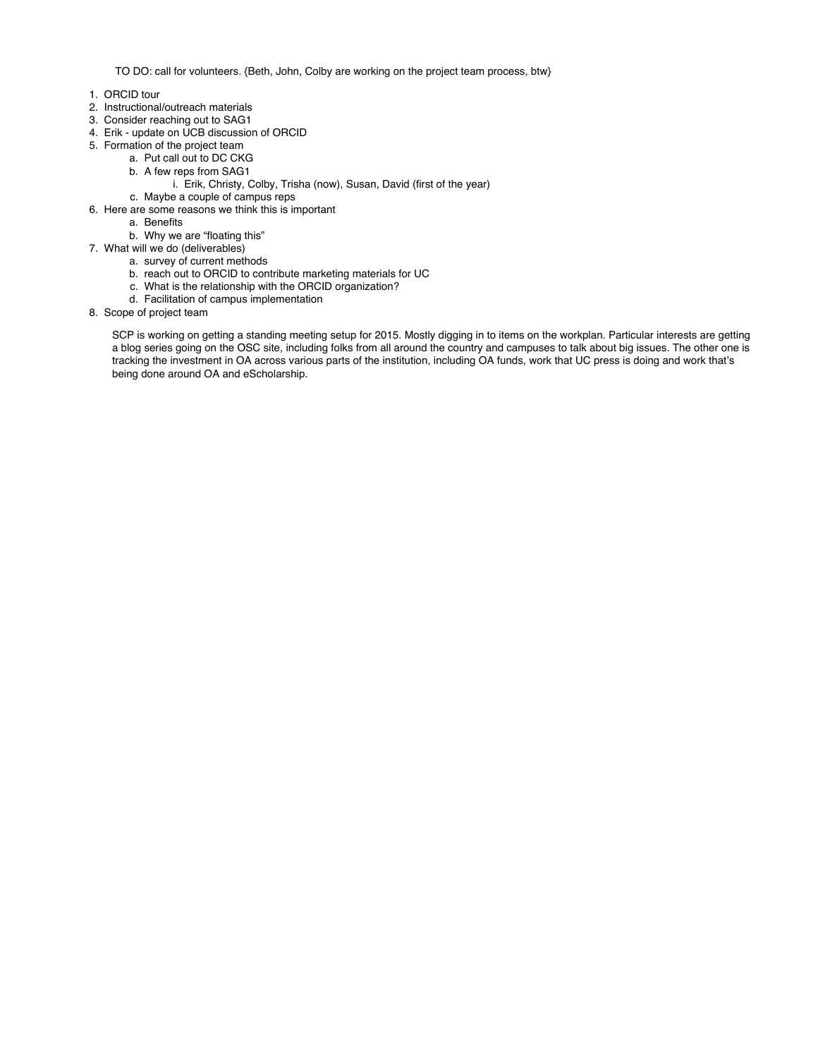TO DO: call for volunteers. {Beth, John, Colby are working on the project team process, btw}

1. ORCID tour
2. Instructional/outreach materials
3. Consider reaching out to SAG1
4. Erik - update on UCB discussion of ORCID
5. Formation of the project team
    a. Put call out to DC CKG
    b. A few reps from SAG1
        i. Erik, Christy, Colby, Trisha (now), Susan, David (first of the year)
    c. Maybe a couple of campus reps
6. Here are some reasons we think this is important
    a. Benefits
    b. Why we are "floating this"
7. What will we do (deliverables)
    a. survey of current methods
    b. reach out to ORCID to contribute marketing materials for UC
    c. What is the relationship with the ORCID organization?
    d. Facilitation of campus implementation
8. Scope of project team

SCP is working on getting a standing meeting setup for 2015. Mostly digging in to items on the workplan. Particular interests are getting a blog series going on the OSC site, including folks from all around the country and campuses to talk about big issues. The other one is tracking the investment in OA across various parts of the institution, including OA funds, work that UC press is doing and work that's being done around OA and eScholarship.